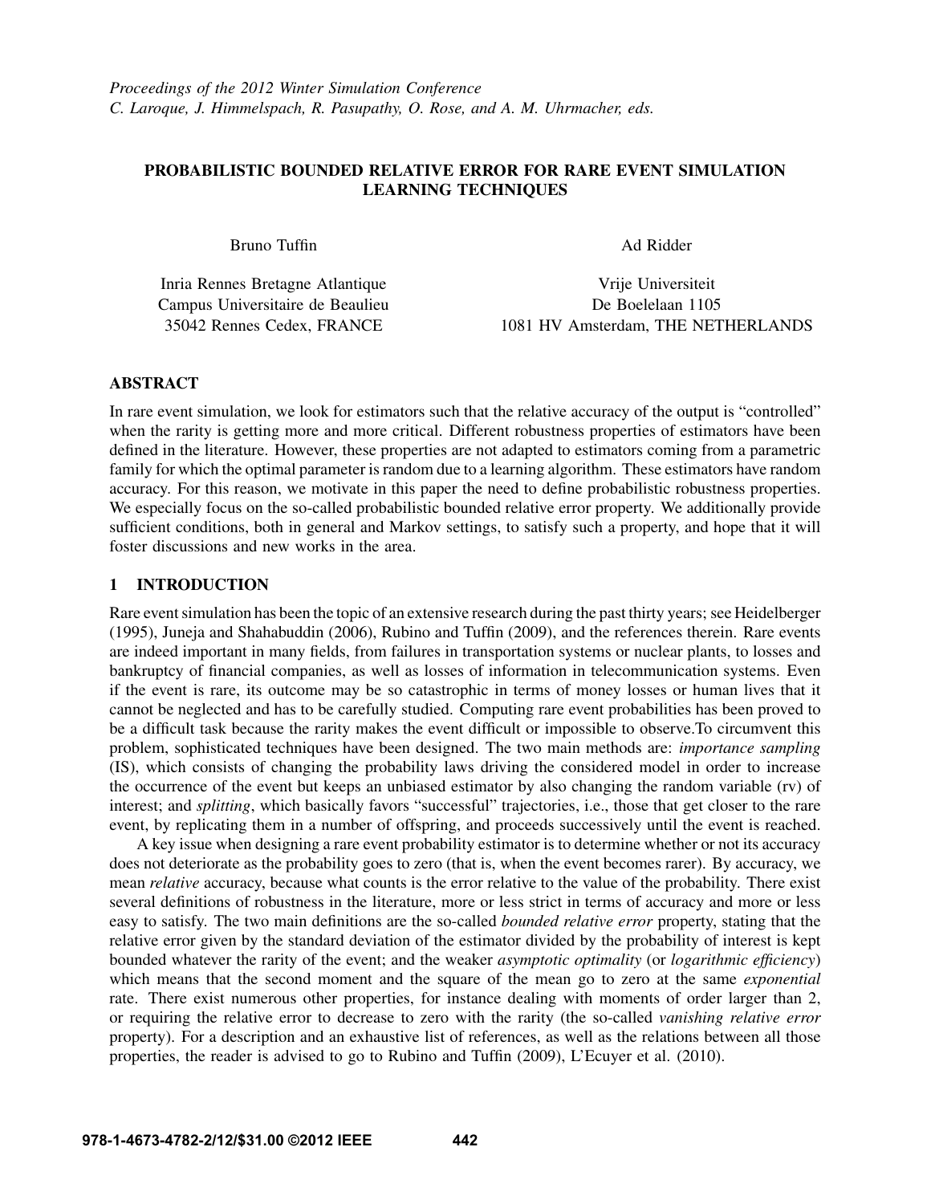Proceedings of the 2012 Winter Simulation Conference
C. Laroque, J. Himmelspach, R. Pasupathy, O. Rose, and A. M. Uhrmacher, eds.

# PROBABILISTIC BOUNDED RELATIVE ERROR FOR RARE EVENT SIMULATION LEARNING TECHNIQUES

Bruno Tuffin

Inria Rennes Bretagne Atlantique
Campus Universitaire de Beaulieu
35042 Rennes Cedex, FRANCE

Ad Ridder

Vrije Universiteit
De Boelelaan 1105
1081 HV Amsterdam, THE NETHERLANDS

## ABSTRACT

In rare event simulation, we look for estimators such that the relative accuracy of the output is "controlled" when the rarity is getting more and more critical. Different robustness properties of estimators have been defined in the literature. However, these properties are not adapted to estimators coming from a parametric family for which the optimal parameter is random due to a learning algorithm. These estimators have random accuracy. For this reason, we motivate in this paper the need to define probabilistic robustness properties. We especially focus on the so-called probabilistic bounded relative error property. We additionally provide sufficient conditions, both in general and Markov settings, to satisfy such a property, and hope that it will foster discussions and new works in the area.

## 1 INTRODUCTION

Rare event simulation has been the topic of an extensive research during the past thirty years; see Heidelberger (1995), Juneja and Shahabuddin (2006), Rubino and Tuffin (2009), and the references therein. Rare events are indeed important in many fields, from failures in transportation systems or nuclear plants, to losses and bankruptcy of financial companies, as well as losses of information in telecommunication systems. Even if the event is rare, its outcome may be so catastrophic in terms of money losses or human lives that it cannot be neglected and has to be carefully studied. Computing rare event probabilities has been proved to be a difficult task because the rarity makes the event difficult or impossible to observe.To circumvent this problem, sophisticated techniques have been designed. The two main methods are: *importance sampling* (IS), which consists of changing the probability laws driving the considered model in order to increase the occurrence of the event but keeps an unbiased estimator by also changing the random variable (rv) of interest; and *splitting*, which basically favors "successful" trajectories, i.e., those that get closer to the rare event, by replicating them in a number of offspring, and proceeds successively until the event is reached.

A key issue when designing a rare event probability estimator is to determine whether or not its accuracy does not deteriorate as the probability goes to zero (that is, when the event becomes rarer). By accuracy, we mean *relative* accuracy, because what counts is the error relative to the value of the probability. There exist several definitions of robustness in the literature, more or less strict in terms of accuracy and more or less easy to satisfy. The two main definitions are the so-called *bounded relative error* property, stating that the relative error given by the standard deviation of the estimator divided by the probability of interest is kept bounded whatever the rarity of the event; and the weaker *asymptotic optimality* (or *logarithmic efficiency*) which means that the second moment and the square of the mean go to zero at the same *exponential* rate. There exist numerous other properties, for instance dealing with moments of order larger than 2, or requiring the relative error to decrease to zero with the rarity (the so-called *vanishing relative error* property). For a description and an exhaustive list of references, as well as the relations between all those properties, the reader is advised to go to Rubino and Tuffin (2009), L'Ecuyer et al. (2010).

978-1-4673-4782-2/12/$31.00 ©2012 IEEE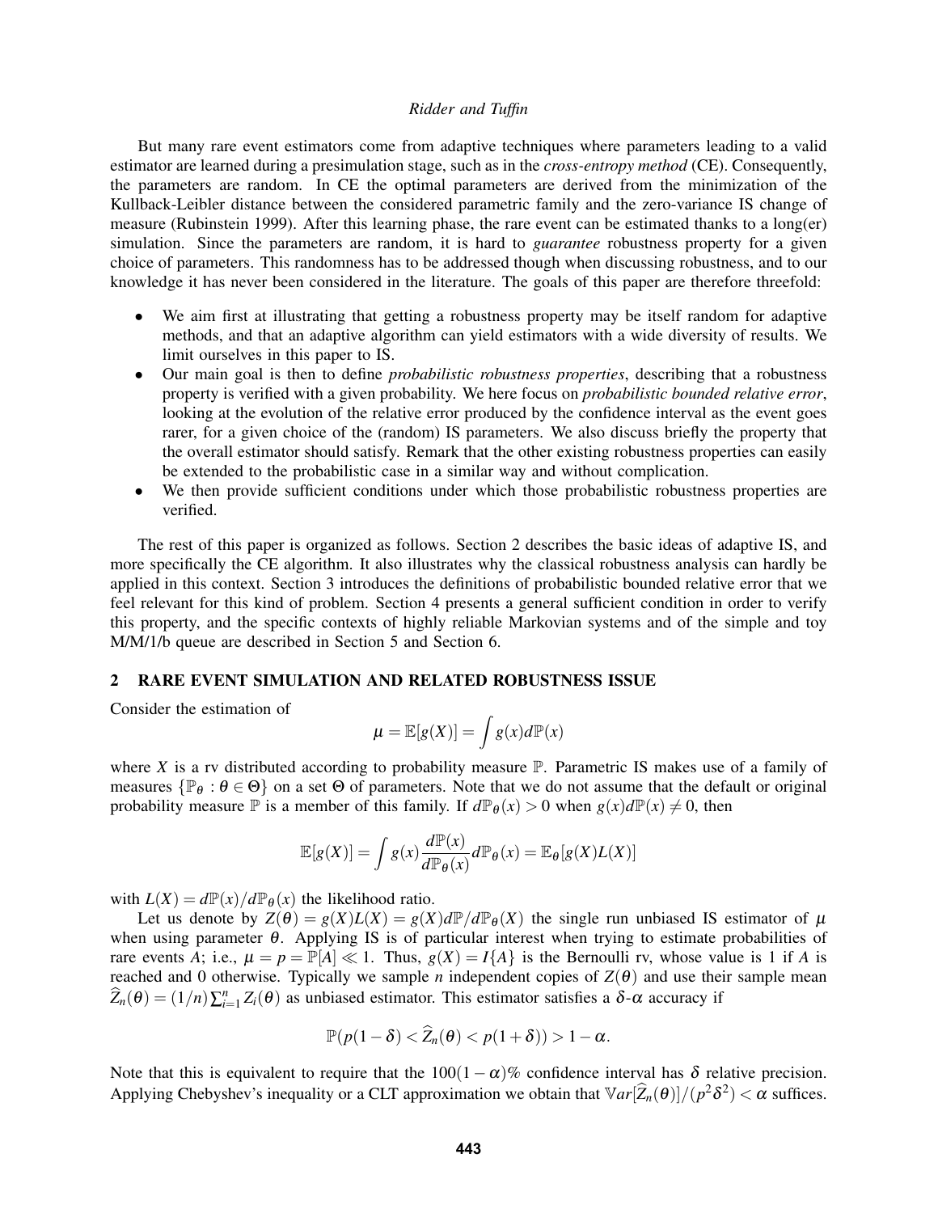But many rare event estimators come from adaptive techniques where parameters leading to a valid estimator are learned during a presimulation stage, such as in the *cross-entropy method* (CE). Consequently, the parameters are random. In CE the optimal parameters are derived from the minimization of the Kullback-Leibler distance between the considered parametric family and the zero-variance IS change of measure (Rubinstein 1999). After this learning phase, the rare event can be estimated thanks to a long(er) simulation. Since the parameters are random, it is hard to *guarantee* robustness property for a given choice of parameters. This randomness has to be addressed though when discussing robustness, and to our knowledge it has never been considered in the literature. The goals of this paper are therefore threefold:

- We aim first at illustrating that getting a robustness property may be itself random for adaptive methods, and that an adaptive algorithm can yield estimators with a wide diversity of results. We limit ourselves in this paper to IS.
- Our main goal is then to define *probabilistic robustness properties*, describing that a robustness property is verified with a given probability. We here focus on *probabilistic bounded relative error*, looking at the evolution of the relative error produced by the confidence interval as the event goes rarer, for a given choice of the (random) IS parameters. We also discuss briefly the property that the overall estimator should satisfy. Remark that the other existing robustness properties can easily be extended to the probabilistic case in a similar way and without complication.
- We then provide sufficient conditions under which those probabilistic robustness properties are verified.

The rest of this paper is organized as follows. Section 2 describes the basic ideas of adaptive IS, and more specifically the CE algorithm. It also illustrates why the classical robustness analysis can hardly be applied in this context. Section 3 introduces the definitions of probabilistic bounded relative error that we feel relevant for this kind of problem. Section 4 presents a general sufficient condition in order to verify this property, and the specific contexts of highly reliable Markovian systems and of the simple and toy M/M/1/b queue are described in Section 5 and Section 6.

## 2 RARE EVENT SIMULATION AND RELATED ROBUSTNESS ISSUE

Consider the estimation of

$$\mu = \mathbb{E}[g(X)] = \int g(x) d\mathbb{P}(x)$$

where $X$ is a rv distributed according to probability measure $\mathbb{P}$. Parametric IS makes use of a family of measures $\{\mathbb{P}_\theta : \theta \in \Theta\}$ on a set $\Theta$ of parameters. Note that we do not assume that the default or original probability measure $\mathbb{P}$ is a member of this family. If $d\mathbb{P}_\theta(x) > 0$ when $g(x)d\mathbb{P}(x) \neq 0$, then

$$\mathbb{E}[g(X)] = \int g(x) \frac{d\mathbb{P}(x)}{d\mathbb{P}_\theta(x)} d\mathbb{P}_\theta(x) = \mathbb{E}_\theta[g(X)L(X)]$$

with $L(X) = d\mathbb{P}(x)/d\mathbb{P}_\theta(x)$ the likelihood ratio.

Let us denote by $Z(\theta) = g(X)L(X) = g(X)d\mathbb{P}/d\mathbb{P}_\theta(X)$ the single run unbiased IS estimator of $\mu$ when using parameter $\theta$. Applying IS is of particular interest when trying to estimate probabilities of rare events $A$; i.e., $\mu = p = \mathbb{P}[A] \ll 1$. Thus, $g(X) = I\{A\}$ is the Bernoulli rv, whose value is 1 if $A$ is reached and 0 otherwise. Typically we sample $n$ independent copies of $Z(\theta)$ and use their sample mean $\widehat{Z}_n(\theta) = (1/n)\sum_{i=1}^{n} Z_i(\theta)$ as unbiased estimator. This estimator satisfies a $\delta$-$\alpha$ accuracy if

$$\mathbb{P}(p(1-\delta) < \widehat{Z}_n(\theta) < p(1+\delta)) > 1-\alpha.$$

Note that this is equivalent to require that the $100(1-\alpha)\%$ confidence interval has $\delta$ relative precision. Applying Chebyshev's inequality or a CLT approximation we obtain that $\mathbb{V}ar[\widehat{Z}_n(\theta)]/(p^2\delta^2) < \alpha$ suffices.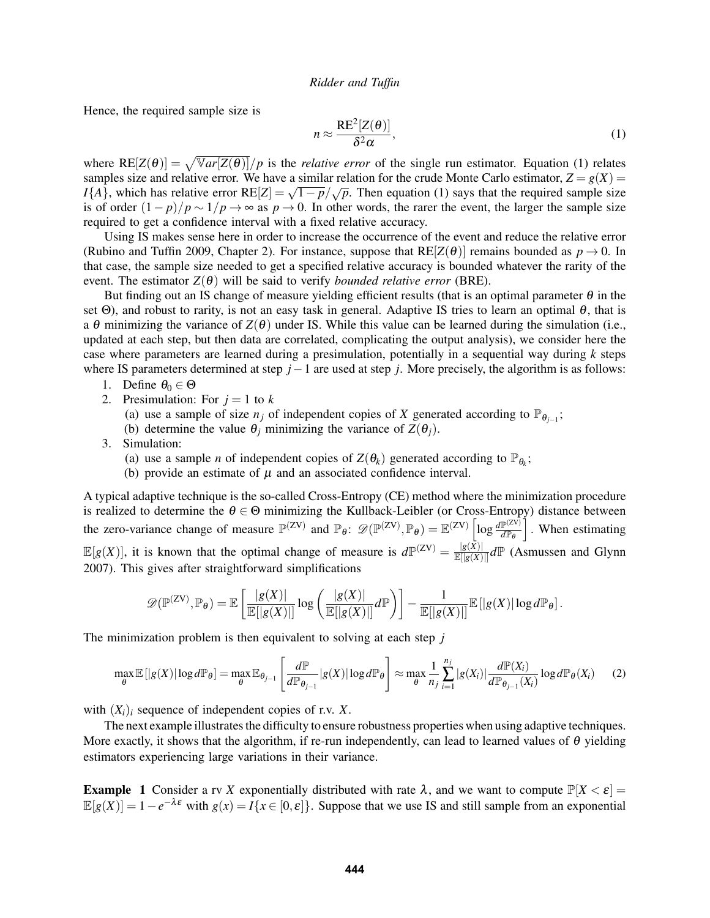Hence, the required sample size is

$$n \approx \frac{\mathrm{RE}^2[Z(\theta)]}{\delta^2 \alpha}, \tag{1}$$

where $\mathrm{RE}[Z(\theta)] = \sqrt{\mathbb{V}ar[Z(\theta)]}/p$ is the *relative error* of the single run estimator. Equation (1) relates samples size and relative error. We have a similar relation for the crude Monte Carlo estimator, $Z = g(X) = I\{A\}$, which has relative error $\mathrm{RE}[Z] = \sqrt{1-p}/\sqrt{p}$. Then equation (1) says that the required sample size is of order $(1-p)/p \sim 1/p \to \infty$ as $p \to 0$. In other words, the rarer the event, the larger the sample size required to get a confidence interval with a fixed relative accuracy.

Using IS makes sense here in order to increase the occurrence of the event and reduce the relative error (Rubino and Tuffin 2009, Chapter 2). For instance, suppose that $\mathrm{RE}[Z(\theta)]$ remains bounded as $p \to 0$. In that case, the sample size needed to get a specified relative accuracy is bounded whatever the rarity of the event. The estimator $Z(\theta)$ will be said to verify *bounded relative error* (BRE).

But finding out an IS change of measure yielding efficient results (that is an optimal parameter $\theta$ in the set $\Theta$), and robust to rarity, is not an easy task in general. Adaptive IS tries to learn an optimal $\theta$, that is a $\theta$ minimizing the variance of $Z(\theta)$ under IS. While this value can be learned during the simulation (i.e., updated at each step, but then data are correlated, complicating the output analysis), we consider here the case where parameters are learned during a presimulation, potentially in a sequential way during $k$ steps where IS parameters determined at step $j-1$ are used at step $j$. More precisely, the algorithm is as follows:

1. Define $\theta_0 \in \Theta$
2. Presimulation: For $j = 1$ to $k$
   (a) use a sample of size $n_j$ of independent copies of $X$ generated according to $\mathbb{P}_{\theta_{j-1}}$;
   (b) determine the value $\theta_j$ minimizing the variance of $Z(\theta_j)$.
3. Simulation:
   (a) use a sample $n$ of independent copies of $Z(\theta_k)$ generated according to $\mathbb{P}_{\theta_k}$;
   (b) provide an estimate of $\mu$ and an associated confidence interval.

A typical adaptive technique is the so-called Cross-Entropy (CE) method where the minimization procedure is realized to determine the $\theta \in \Theta$ minimizing the Kullback-Leibler (or Cross-Entropy) distance between the zero-variance change of measure $\mathbb{P}^{(\mathrm{ZV})}$ and $\mathbb{P}_\theta$: $\mathscr{D}(\mathbb{P}^{(\mathrm{ZV})}, \mathbb{P}_\theta) = \mathbb{E}^{(\mathrm{ZV})}\left[\log \frac{d\mathbb{P}^{(\mathrm{ZV})}}{d\mathbb{P}_\theta}\right]$. When estimating $\mathbb{E}[g(X)]$, it is known that the optimal change of measure is $d\mathbb{P}^{(\mathrm{ZV})} = \frac{|g(X)|}{\mathbb{E}[|g(X)|]} d\mathbb{P}$ (Asmussen and Glynn 2007). This gives after straightforward simplifications

$$\mathscr{D}(\mathbb{P}^{(\mathrm{ZV})}, \mathbb{P}_\theta) = \mathbb{E}\left[\frac{|g(X)|}{\mathbb{E}[|g(X)|]} \log\left(\frac{|g(X)|}{\mathbb{E}[|g(X)|]} d\mathbb{P}\right)\right] - \frac{1}{\mathbb{E}[|g(X)|]} \mathbb{E}\left[|g(X)| \log d\mathbb{P}_\theta\right].$$

The minimization problem is then equivalent to solving at each step $j$

$$\max_\theta \mathbb{E}\left[|g(X)| \log d\mathbb{P}_\theta\right] = \max_\theta \mathbb{E}_{\theta_{j-1}}\left[\frac{d\mathbb{P}}{d\mathbb{P}_{\theta_{j-1}}} |g(X)| \log d\mathbb{P}_\theta\right] \approx \max_\theta \frac{1}{n_j} \sum_{i=1}^{n_j} |g(X_i)| \frac{d\mathbb{P}(X_i)}{d\mathbb{P}_{\theta_{j-1}}(X_i)} \log d\mathbb{P}_\theta(X_i) \tag{2}$$

with $(X_i)_i$ sequence of independent copies of r.v. $X$.

The next example illustrates the difficulty to ensure robustness properties when using adaptive techniques. More exactly, it shows that the algorithm, if re-run independently, can lead to learned values of $\theta$ yielding estimators experiencing large variations in their variance.

**Example 1** Consider a rv $X$ exponentially distributed with rate $\lambda$, and we want to compute $\mathbb{P}[X < \varepsilon] = \mathbb{E}[g(X)] = 1 - e^{-\lambda\varepsilon}$ with $g(x) = I\{x \in [0, \varepsilon]\}$. Suppose that we use IS and still sample from an exponential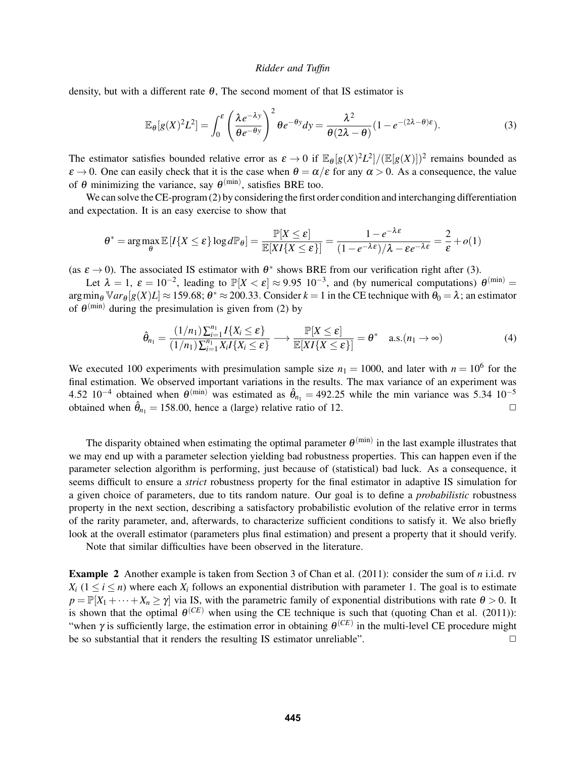density, but with a different rate $\theta$, The second moment of that IS estimator is

$$\mathbb{E}_\theta[g(X)^2 L^2] = \int_0^\varepsilon \left( \frac{\lambda e^{-\lambda y}}{\theta e^{-\theta y}} \right)^2 \theta e^{-\theta y} dy = \frac{\lambda^2}{\theta(2\lambda - \theta)}(1 - e^{-(2\lambda-\theta)\varepsilon}). \tag{3}$$

The estimator satisfies bounded relative error as $\varepsilon \to 0$ if $\mathbb{E}_\theta[g(X)^2 L^2]/(\mathbb{E}[g(X)])^2$ remains bounded as $\varepsilon \to 0$. One can easily check that it is the case when $\theta = \alpha/\varepsilon$ for any $\alpha > 0$. As a consequence, the value of $\theta$ minimizing the variance, say $\theta^{(\min)}$, satisfies BRE too.

We can solve the CE-program (2) by considering the first order condition and interchanging differentiation and expectation. It is an easy exercise to show that

$$\theta^* = \arg\max_\theta \mathbb{E}\left[I\{X \le \varepsilon\} \log d\mathbb{P}_\theta\right] = \frac{\mathbb{P}[X \le \varepsilon]}{\mathbb{E}[XI\{X \le \varepsilon\}]} = \frac{1 - e^{-\lambda\varepsilon}}{(1 - e^{-\lambda\varepsilon})/\lambda - \varepsilon e^{-\lambda\varepsilon}} = \frac{2}{\varepsilon} + o(1)$$

(as $\varepsilon \to 0$). The associated IS estimator with $\theta^*$ shows BRE from our verification right after (3).

Let $\lambda = 1$, $\varepsilon = 10^{-2}$, leading to $\mathbb{P}[X < \varepsilon] \approx 9.95\ 10^{-3}$, and (by numerical computations) $\theta^{(\min)} = \arg\min_\theta \mathbb{V}ar_\theta[g(X)L] \approx 159.68$; $\theta^* \approx 200.33$. Consider $k = 1$ in the CE technique with $\theta_0 = \lambda$; an estimator of $\theta^{(\min)}$ during the presimulation is given from (2) by

$$\hat{\theta}_{n_1} = \frac{(1/n_1)\sum_{i=1}^{n_1} I\{X_i \le \varepsilon\}}{(1/n_1)\sum_{i=1}^{n_1} X_i I\{X_i \le \varepsilon\}} \longrightarrow \frac{\mathbb{P}[X \le \varepsilon]}{\mathbb{E}[XI\{X \le \varepsilon\}]} = \theta^* \quad \text{a.s.}(n_1 \to \infty) \tag{4}$$

We executed 100 experiments with presimulation sample size $n_1 = 1000$, and later with $n = 10^6$ for the final estimation. We observed important variations in the results. The max variance of an experiment was $4.52\ 10^{-4}$ obtained when $\theta^{(\min)}$ was estimated as $\hat{\theta}_{n_1} = 492.25$ while the min variance was $5.34\ 10^{-5}$ obtained when $\hat{\theta}_{n_1} = 158.00$, hence a (large) relative ratio of 12. □

The disparity obtained when estimating the optimal parameter $\theta^{(\min)}$ in the last example illustrates that we may end up with a parameter selection yielding bad robustness properties. This can happen even if the parameter selection algorithm is performing, just because of (statistical) bad luck. As a consequence, it seems difficult to ensure a *strict* robustness property for the final estimator in adaptive IS simulation for a given choice of parameters, due to tits random nature. Our goal is to define a *probabilistic* robustness property in the next section, describing a satisfactory probabilistic evolution of the relative error in terms of the rarity parameter, and, afterwards, to characterize sufficient conditions to satisfy it. We also briefly look at the overall estimator (parameters plus final estimation) and present a property that it should verify.

Note that similar difficulties have been observed in the literature.

**Example 2** Another example is taken from Section 3 of Chan et al. (2011): consider the sum of $n$ i.i.d. rv $X_i$ $(1 \le i \le n)$ where each $X_i$ follows an exponential distribution with parameter 1. The goal is to estimate $p = \mathbb{P}[X_1 + \cdots + X_n \ge \gamma]$ via IS, with the parametric family of exponential distributions with rate $\theta > 0$. It is shown that the optimal $\theta^{(CE)}$ when using the CE technique is such that (quoting Chan et al. (2011)): "when $\gamma$ is sufficiently large, the estimation error in obtaining $\theta^{(CE)}$ in the multi-level CE procedure might be so substantial that it renders the resulting IS estimator unreliable". □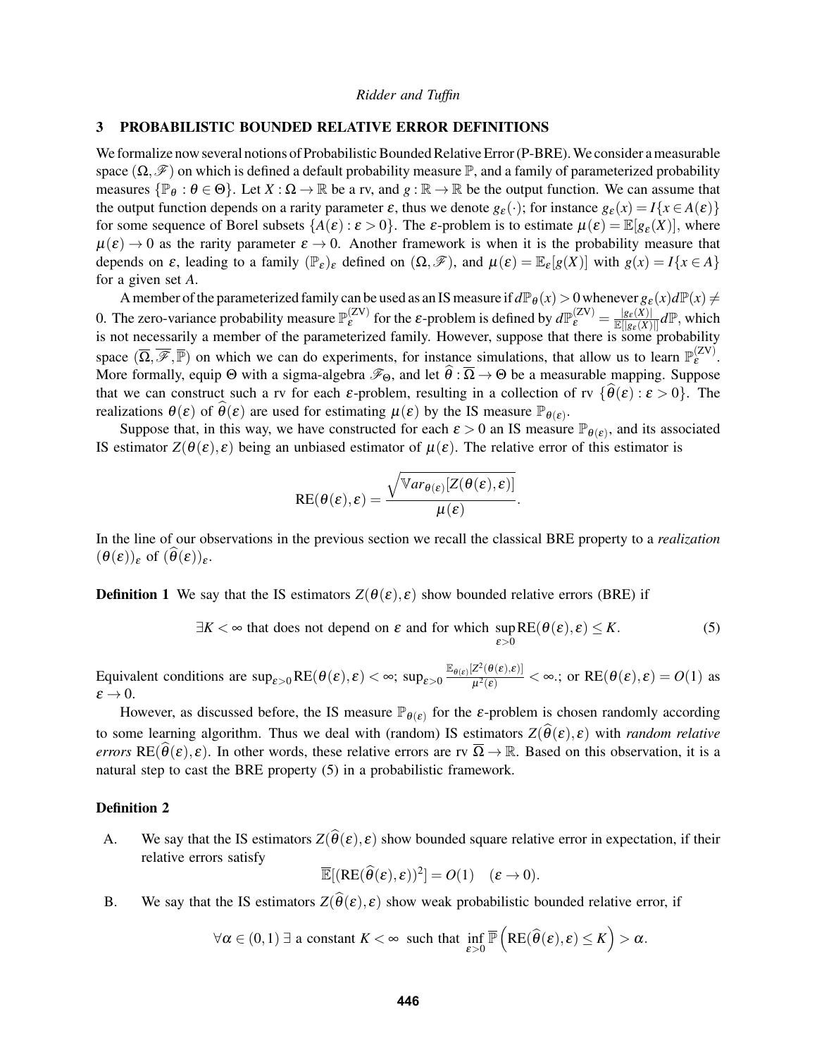## 3 PROBABILISTIC BOUNDED RELATIVE ERROR DEFINITIONS

We formalize now several notions of Probabilistic Bounded Relative Error (P-BRE). We consider a measurable space $(\Omega, \mathscr{F})$ on which is defined a default probability measure $\mathbb{P}$, and a family of parameterized probability measures $\{\mathbb{P}_\theta : \theta \in \Theta\}$. Let $X : \Omega \to \mathbb{R}$ be a rv, and $g : \mathbb{R} \to \mathbb{R}$ be the output function. We can assume that the output function depends on a rarity parameter $\varepsilon$, thus we denote $g_\varepsilon(\cdot)$; for instance $g_\varepsilon(x) = I\{x \in A(\varepsilon)\}$ for some sequence of Borel subsets $\{A(\varepsilon) : \varepsilon > 0\}$. The $\varepsilon$-problem is to estimate $\mu(\varepsilon) = \mathbb{E}[g_\varepsilon(X)]$, where $\mu(\varepsilon) \to 0$ as the rarity parameter $\varepsilon \to 0$. Another framework is when it is the probability measure that depends on $\varepsilon$, leading to a family $(\mathbb{P}_\varepsilon)_\varepsilon$ defined on $(\Omega, \mathscr{F})$, and $\mu(\varepsilon) = \mathbb{E}_\varepsilon[g(X)]$ with $g(x) = I\{x \in A\}$ for a given set $A$.

A member of the parameterized family can be used as an IS measure if $d\mathbb{P}_\theta(x) > 0$ whenever $g_\varepsilon(x)d\mathbb{P}(x) \neq 0$. The zero-variance probability measure $\mathbb{P}_\varepsilon^{(\mathrm{ZV})}$ for the $\varepsilon$-problem is defined by $d\mathbb{P}_\varepsilon^{(\mathrm{ZV})} = \frac{|g_\varepsilon(X)|}{\mathbb{E}[|g_\varepsilon(X)|]}d\mathbb{P}$, which is not necessarily a member of the parameterized family. However, suppose that there is some probability space $(\overline{\Omega}, \overline{\mathscr{F}}, \overline{\mathbb{P}})$ on which we can do experiments, for instance simulations, that allow us to learn $\mathbb{P}_\varepsilon^{(\mathrm{ZV})}$. More formally, equip $\Theta$ with a sigma-algebra $\mathscr{F}_\Theta$, and let $\widehat{\theta} : \overline{\Omega} \to \Theta$ be a measurable mapping. Suppose that we can construct such a rv for each $\varepsilon$-problem, resulting in a collection of rv $\{\widehat{\theta}(\varepsilon) : \varepsilon > 0\}$. The realizations $\theta(\varepsilon)$ of $\widehat{\theta}(\varepsilon)$ are used for estimating $\mu(\varepsilon)$ by the IS measure $\mathbb{P}_{\theta(\varepsilon)}$.

Suppose that, in this way, we have constructed for each $\varepsilon > 0$ an IS measure $\mathbb{P}_{\theta(\varepsilon)}$, and its associated IS estimator $Z(\theta(\varepsilon), \varepsilon)$ being an unbiased estimator of $\mu(\varepsilon)$. The relative error of this estimator is

$$\mathrm{RE}(\theta(\varepsilon), \varepsilon) = \frac{\sqrt{\mathbb{V}ar_{\theta(\varepsilon)}[Z(\theta(\varepsilon), \varepsilon)]}}{\mu(\varepsilon)}.$$

In the line of our observations in the previous section we recall the classical BRE property to a *realization* $(\theta(\varepsilon))_\varepsilon$ of $(\widehat{\theta}(\varepsilon))_\varepsilon$.

**Definition 1** We say that the IS estimators $Z(\theta(\varepsilon), \varepsilon)$ show bounded relative errors (BRE) if

$$\exists K < \infty \text{ that does not depend on } \varepsilon \text{ and for which } \sup_{\varepsilon > 0} \mathrm{RE}(\theta(\varepsilon), \varepsilon) \leq K. \tag{5}$$

Equivalent conditions are $\sup_{\varepsilon>0} \mathrm{RE}(\theta(\varepsilon), \varepsilon) < \infty$; $\sup_{\varepsilon>0} \frac{\mathbb{E}_{\theta(\varepsilon)}[Z^2(\theta(\varepsilon),\varepsilon)]}{\mu^2(\varepsilon)} < \infty$.; or $\mathrm{RE}(\theta(\varepsilon), \varepsilon) = O(1)$ as $\varepsilon \to 0$.

However, as discussed before, the IS measure $\mathbb{P}_{\theta(\varepsilon)}$ for the $\varepsilon$-problem is chosen randomly according to some learning algorithm. Thus we deal with (random) IS estimators $Z(\widehat{\theta}(\varepsilon), \varepsilon)$ with *random relative errors* $\mathrm{RE}(\widehat{\theta}(\varepsilon), \varepsilon)$. In other words, these relative errors are rv $\overline{\Omega} \to \mathbb{R}$. Based on this observation, it is a natural step to cast the BRE property (5) in a probabilistic framework.

**Definition 2**

A. We say that the IS estimators $Z(\widehat{\theta}(\varepsilon), \varepsilon)$ show bounded square relative error in expectation, if their relative errors satisfy

$$\overline{\mathbb{E}}[(\mathrm{RE}(\widehat{\theta}(\varepsilon), \varepsilon))^2] = O(1) \quad (\varepsilon \to 0).$$

B. We say that the IS estimators $Z(\widehat{\theta}(\varepsilon), \varepsilon)$ show weak probabilistic bounded relative error, if

$$\forall \alpha \in (0,1) \; \exists \text{ a constant } K < \infty \text{ such that } \inf_{\varepsilon > 0} \overline{\mathbb{P}}\left(\mathrm{RE}(\widehat{\theta}(\varepsilon), \varepsilon) \leq K\right) > \alpha.$$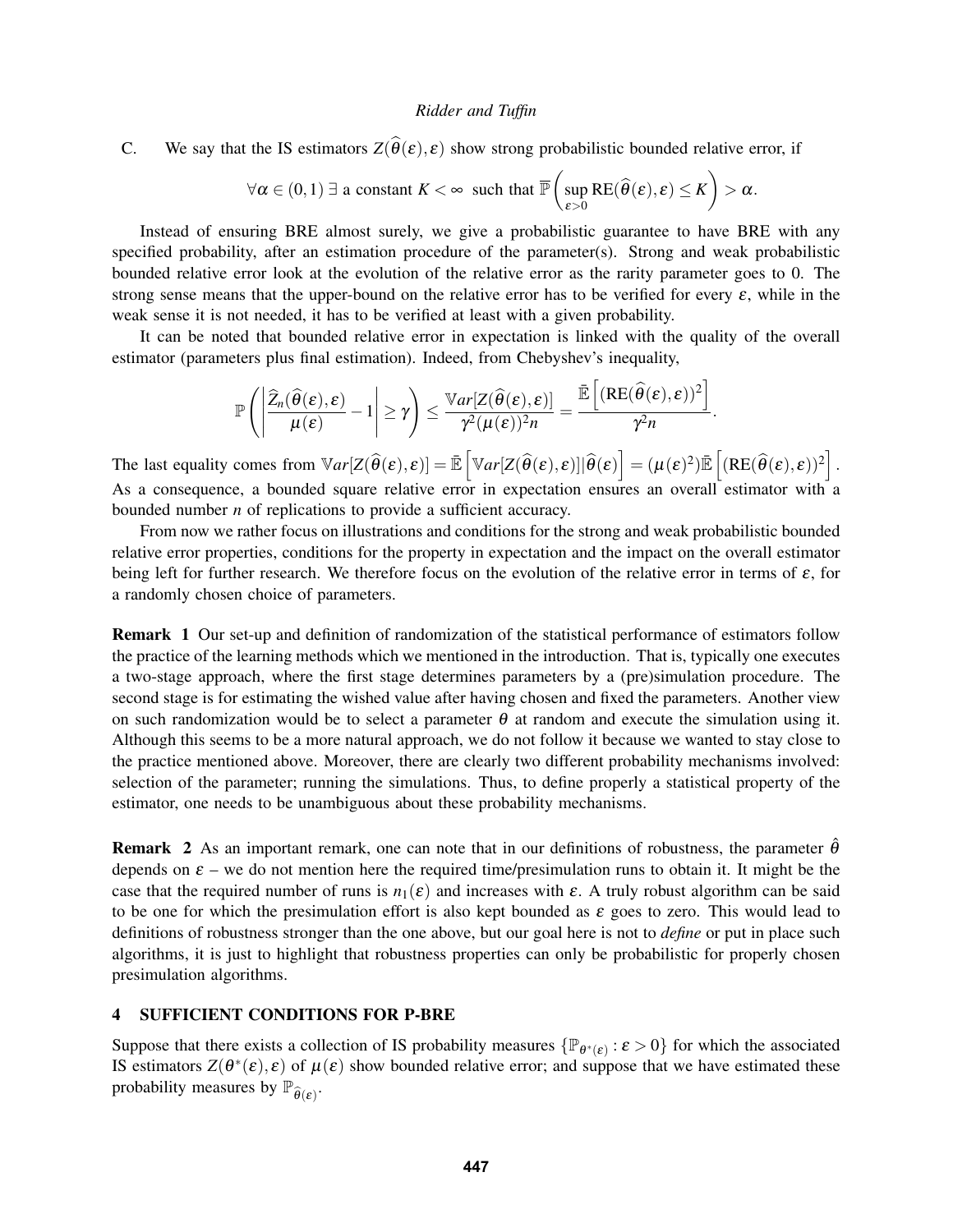C. We say that the IS estimators $Z(\widehat{\theta}(\varepsilon),\varepsilon)$ show strong probabilistic bounded relative error, if

$$\forall \alpha \in (0,1)\ \exists \text{ a constant } K < \infty \text{ such that } \overline{\mathbb{P}}\left(\sup_{\varepsilon>0} \mathrm{RE}(\widehat{\theta}(\varepsilon),\varepsilon) \le K\right) > \alpha.$$

Instead of ensuring BRE almost surely, we give a probabilistic guarantee to have BRE with any specified probability, after an estimation procedure of the parameter(s). Strong and weak probabilistic bounded relative error look at the evolution of the relative error as the rarity parameter goes to 0. The strong sense means that the upper-bound on the relative error has to be verified for every $\varepsilon$, while in the weak sense it is not needed, it has to be verified at least with a given probability.

It can be noted that bounded relative error in expectation is linked with the quality of the overall estimator (parameters plus final estimation). Indeed, from Chebyshev's inequality,

$$\mathbb{P}\left(\left|\frac{\widehat{Z}_n(\widehat{\theta}(\varepsilon),\varepsilon)}{\mu(\varepsilon)} - 1\right| \ge \gamma\right) \le \frac{\mathbb{V}ar[Z(\widehat{\theta}(\varepsilon),\varepsilon)]}{\gamma^2(\mu(\varepsilon))^2 n} = \frac{\bar{\mathbb{E}}\left[(\mathrm{RE}(\widehat{\theta}(\varepsilon),\varepsilon))^2\right]}{\gamma^2 n}.$$

The last equality comes from $\mathbb{V}ar[Z(\widehat{\theta}(\varepsilon),\varepsilon)] = \bar{\mathbb{E}}\left[\mathbb{V}ar[Z(\widehat{\theta}(\varepsilon),\varepsilon)]|\widehat{\theta}(\varepsilon)\right] = (\mu(\varepsilon)^2)\bar{\mathbb{E}}\left[(\mathrm{RE}(\widehat{\theta}(\varepsilon),\varepsilon))^2\right]$. As a consequence, a bounded square relative error in expectation ensures an overall estimator with a bounded number $n$ of replications to provide a sufficient accuracy.

From now we rather focus on illustrations and conditions for the strong and weak probabilistic bounded relative error properties, conditions for the property in expectation and the impact on the overall estimator being left for further research. We therefore focus on the evolution of the relative error in terms of $\varepsilon$, for a randomly chosen choice of parameters.

**Remark 1** Our set-up and definition of randomization of the statistical performance of estimators follow the practice of the learning methods which we mentioned in the introduction. That is, typically one executes a two-stage approach, where the first stage determines parameters by a (pre)simulation procedure. The second stage is for estimating the wished value after having chosen and fixed the parameters. Another view on such randomization would be to select a parameter $\theta$ at random and execute the simulation using it. Although this seems to be a more natural approach, we do not follow it because we wanted to stay close to the practice mentioned above. Moreover, there are clearly two different probability mechanisms involved: selection of the parameter; running the simulations. Thus, to define properly a statistical property of the estimator, one needs to be unambiguous about these probability mechanisms.

**Remark 2** As an important remark, one can note that in our definitions of robustness, the parameter $\hat{\theta}$ depends on $\varepsilon$ – we do not mention here the required time/presimulation runs to obtain it. It might be the case that the required number of runs is $n_1(\varepsilon)$ and increases with $\varepsilon$. A truly robust algorithm can be said to be one for which the presimulation effort is also kept bounded as $\varepsilon$ goes to zero. This would lead to definitions of robustness stronger than the one above, but our goal here is not to *define* or put in place such algorithms, it is just to highlight that robustness properties can only be probabilistic for properly chosen presimulation algorithms.

## 4 SUFFICIENT CONDITIONS FOR P-BRE

Suppose that there exists a collection of IS probability measures $\{\mathbb{P}_{\theta^*(\varepsilon)} : \varepsilon > 0\}$ for which the associated IS estimators $Z(\theta^*(\varepsilon),\varepsilon)$ of $\mu(\varepsilon)$ show bounded relative error; and suppose that we have estimated these probability measures by $\mathbb{P}_{\widehat{\theta}(\varepsilon)}$.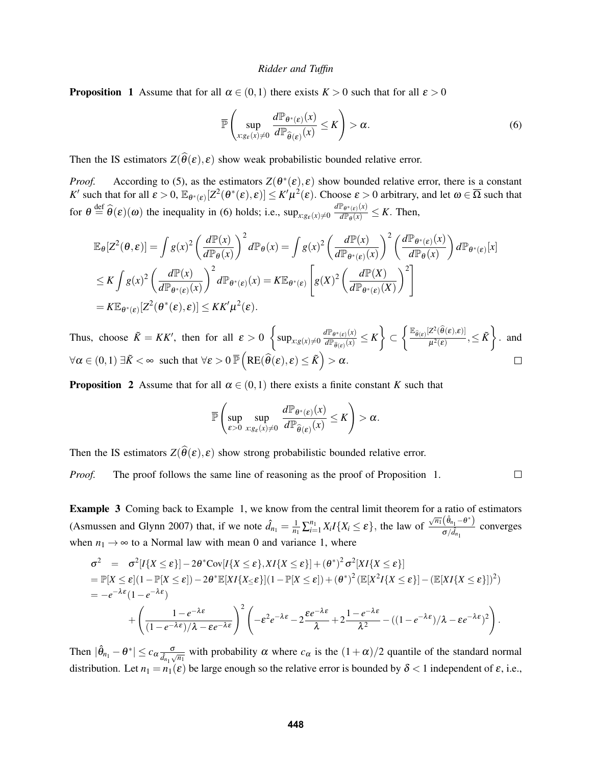**Proposition 1** Assume that for all $\alpha \in (0,1)$ there exists $K > 0$ such that for all $\varepsilon > 0$

$$\overline{\mathbb{P}}\left( \sup_{x: g_\varepsilon(x) \neq 0} \frac{d\mathbb{P}_{\theta^*(\varepsilon)}(x)}{d\mathbb{P}_{\widehat{\theta}(\varepsilon)}(x)} \leq K \right) > \alpha. \tag{6}$$

Then the IS estimators $Z(\widehat{\theta}(\varepsilon), \varepsilon)$ show weak probabilistic bounded relative error.

*Proof.* According to (5), as the estimators $Z(\theta^*(\varepsilon), \varepsilon)$ show bounded relative error, there is a constant $K'$ such that for all $\varepsilon > 0$, $\mathbb{E}_{\theta^*(\varepsilon)}[Z^2(\theta^*(\varepsilon), \varepsilon)] \leq K' \mu^2(\varepsilon)$. Choose $\varepsilon > 0$ arbitrary, and let $\omega \in \overline{\Omega}$ such that for $\theta \stackrel{\text{def}}{=} \widehat{\theta}(\varepsilon)(\omega)$ the inequality in (6) holds; i.e., $\sup_{x: g_\varepsilon(x) \neq 0} \frac{d\mathbb{P}_{\theta^*(\varepsilon)}(x)}{d\mathbb{P}_\theta(x)} \leq K$. Then,

$$\begin{aligned}
\mathbb{E}_\theta[Z^2(\theta, \varepsilon)] &= \int g(x)^2 \left( \frac{d\mathbb{P}(x)}{d\mathbb{P}_\theta(x)} \right)^2 d\mathbb{P}_\theta(x) = \int g(x)^2 \left( \frac{d\mathbb{P}(x)}{d\mathbb{P}_{\theta^*(\varepsilon)}(x)} \right)^2 \left( \frac{d\mathbb{P}_{\theta^*(\varepsilon)}(x)}{d\mathbb{P}_\theta(x)} \right) d\mathbb{P}_{\theta^*(\varepsilon)}[x] \\
&\leq K \int g(x)^2 \left( \frac{d\mathbb{P}(x)}{d\mathbb{P}_{\theta^*(\varepsilon)}(x)} \right)^2 d\mathbb{P}_{\theta^*(\varepsilon)}(x) = K \mathbb{E}_{\theta^*(\varepsilon)} \left[ g(X)^2 \left( \frac{d\mathbb{P}(X)}{d\mathbb{P}_{\theta^*(\varepsilon)}(X)} \right)^2 \right] \\
&= K \mathbb{E}_{\theta^*(\varepsilon)}[Z^2(\theta^*(\varepsilon), \varepsilon)] \leq K K' \mu^2(\varepsilon).
\end{aligned}$$

Thus, choose $\tilde{K} = KK'$, then for all $\varepsilon > 0$ $\left\{ \sup_{x: g(x) \neq 0} \frac{d\mathbb{P}_{\theta^*(\varepsilon)}(x)}{d\mathbb{P}_{\widehat{\theta}(\varepsilon)}(x)} \leq K \right\} \subset \left\{ \frac{\mathbb{E}_{\widehat{\theta}(\varepsilon)}[Z^2(\widehat{\theta}(\varepsilon), \varepsilon)]}{\mu^2(\varepsilon)}, \leq \tilde{K} \right\}$. and $\forall \alpha \in (0,1)$ $\exists \tilde{K} < \infty$ such that $\forall \varepsilon > 0$ $\overline{\mathbb{P}}\left( \text{RE}(\widehat{\theta}(\varepsilon), \varepsilon) \leq \tilde{K} \right) > \alpha$. $\square$

**Proposition 2** Assume that for all $\alpha \in (0,1)$ there exists a finite constant $K$ such that

$$\overline{\mathbb{P}}\left( \sup_{\varepsilon > 0} \sup_{x: g_\varepsilon(x) \neq 0} \frac{d\mathbb{P}_{\theta^*(\varepsilon)}(x)}{d\mathbb{P}_{\widehat{\theta}(\varepsilon)}(x)} \leq K \right) > \alpha.$$

Then the IS estimators $Z(\widehat{\theta}(\varepsilon), \varepsilon)$ show strong probabilistic bounded relative error.

*Proof.* The proof follows the same line of reasoning as the proof of Proposition 1. $\square$

**Example 3** Coming back to Example 1, we know from the central limit theorem for a ratio of estimators (Asmussen and Glynn 2007) that, if we note $\hat{d}_{n_1} = \frac{1}{n_1} \sum_{i=1}^{n_1} X_i I\{X_i \leq \varepsilon\}$, the law of $\frac{\sqrt{n_1}(\hat{\theta}_{n_1} - \theta^*)}{\sigma / \hat{d}_{n_1}}$ converges when $n_1 \to \infty$ to a Normal law with mean 0 and variance 1, where

$$\begin{aligned}
\sigma^2 &= \sigma^2[I\{X \leq \varepsilon\}] - 2\theta^* \text{Cov}[I\{X \leq \varepsilon\}, XI\{X \leq \varepsilon\}] + (\theta^*)^2 \sigma^2[XI\{X \leq \varepsilon\}] \\
&= \mathbb{P}[X \leq \varepsilon](1 - \mathbb{P}[X \leq \varepsilon]) - 2\theta^* \mathbb{E}[XI\{X_\leq \varepsilon\}](1 - \mathbb{P}[X \leq \varepsilon]) + (\theta^*)^2 (\mathbb{E}[X^2 I\{X \leq \varepsilon\}] - (\mathbb{E}[XI\{X \leq \varepsilon\}])^2) \\
&= -e^{-\lambda\varepsilon}(1 - e^{-\lambda\varepsilon}) \\
&\qquad + \left( \frac{1 - e^{-\lambda\varepsilon}}{(1 - e^{-\lambda\varepsilon})/\lambda - \varepsilon e^{-\lambda\varepsilon}} \right)^2 \left( -\varepsilon^2 e^{-\lambda\varepsilon} - 2\frac{\varepsilon e^{-\lambda\varepsilon}}{\lambda} + 2\frac{1 - e^{-\lambda\varepsilon}}{\lambda^2} - ((1 - e^{-\lambda\varepsilon})/\lambda - \varepsilon e^{-\lambda\varepsilon})^2 \right).
\end{aligned}$$

Then $|\hat{\theta}_{n_1} - \theta^*| \leq c_\alpha \frac{\sigma}{\hat{d}_{n_1} \sqrt{n_1}}$ with probability $\alpha$ where $c_\alpha$ is the $(1+\alpha)/2$ quantile of the standard normal distribution. Let $n_1 = n_1(\varepsilon)$ be large enough so the relative error is bounded by $\delta < 1$ independent of $\varepsilon$, i.e.,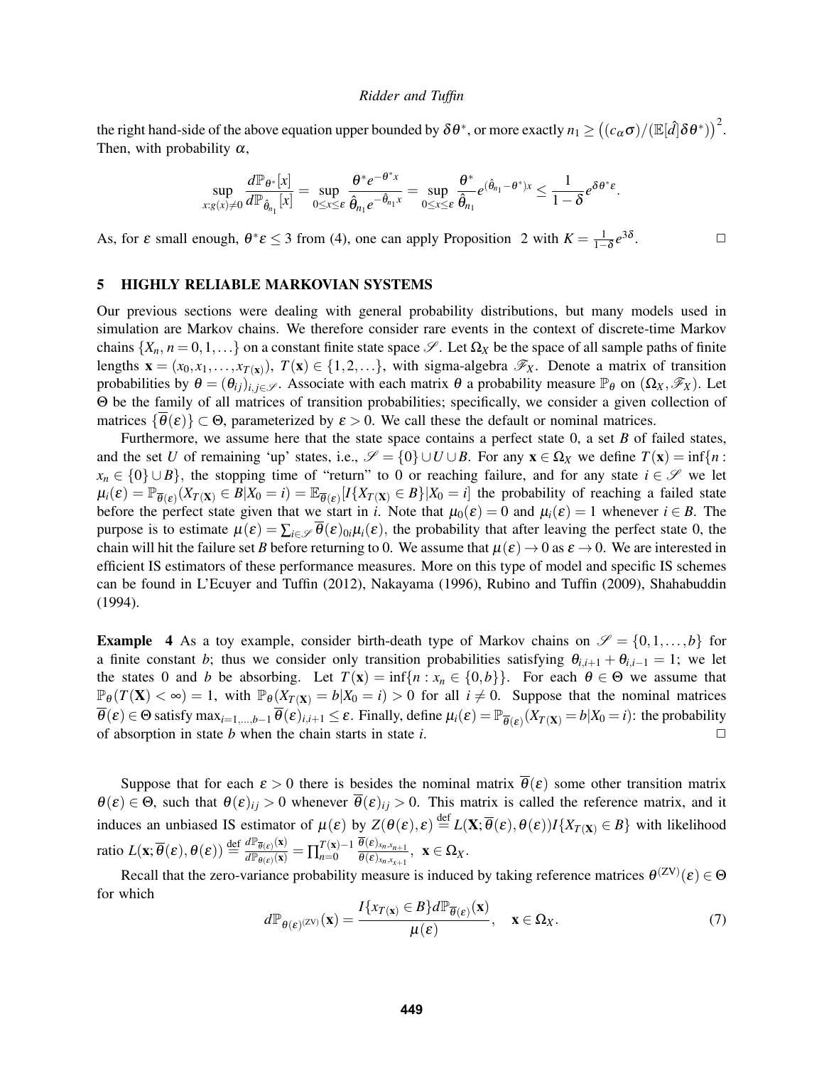the right hand-side of the above equation upper bounded by $\delta\theta^*$, or more exactly $n_1 \geq \left((c_\alpha \sigma)/(\mathbb{E}[\hat{d}]\delta\theta^*)\right)^2$. Then, with probability $\alpha$,

$$\sup_{x:g(x)\neq 0} \frac{d\mathbb{P}_{\theta^*}[x]}{d\mathbb{P}_{\hat{\theta}_{n_1}}[x]} = \sup_{0\leq x\leq \varepsilon} \frac{\theta^* e^{-\theta^* x}}{\hat{\theta}_{n_1} e^{-\hat{\theta}_{n_1} x}} = \sup_{0\leq x\leq \varepsilon} \frac{\theta^*}{\hat{\theta}_{n_1}} e^{(\hat{\theta}_{n_1}-\theta^*)x} \leq \frac{1}{1-\delta} e^{\delta\theta^*\varepsilon}.$$

As, for $\varepsilon$ small enough, $\theta^*\varepsilon \leq 3$ from (4), one can apply Proposition 2 with $K = \frac{1}{1-\delta}e^{3\delta}$. □

## 5 HIGHLY RELIABLE MARKOVIAN SYSTEMS

Our previous sections were dealing with general probability distributions, but many models used in simulation are Markov chains. We therefore consider rare events in the context of discrete-time Markov chains $\{X_n, n = 0,1,\ldots\}$ on a constant finite state space $\mathscr{S}$. Let $\Omega_X$ be the space of all sample paths of finite lengths $\mathbf{x} = (x_0, x_1, \ldots, x_{T(\mathbf{x})})$, $T(\mathbf{x}) \in \{1,2,\ldots\}$, with sigma-algebra $\mathscr{F}_X$. Denote a matrix of transition probabilities by $\theta = (\theta_{ij})_{i,j\in\mathscr{S}}$. Associate with each matrix $\theta$ a probability measure $\mathbb{P}_\theta$ on $(\Omega_X, \mathscr{F}_X)$. Let $\Theta$ be the family of all matrices of transition probabilities; specifically, we consider a given collection of matrices $\{\overline{\theta}(\varepsilon)\} \subset \Theta$, parameterized by $\varepsilon > 0$. We call these the default or nominal matrices.

Furthermore, we assume here that the state space contains a perfect state 0, a set $B$ of failed states, and the set $U$ of remaining 'up' states, i.e., $\mathscr{S} = \{0\} \cup U \cup B$. For any $\mathbf{x} \in \Omega_X$ we define $T(\mathbf{x}) = \inf\{n : x_n \in \{0\} \cup B\}$, the stopping time of "return" to 0 or reaching failure, and for any state $i \in \mathscr{S}$ we let $\mu_i(\varepsilon) = \mathbb{P}_{\overline{\theta}(\varepsilon)}(X_{T(\mathbf{X})} \in B | X_0 = i) = \mathbb{E}_{\overline{\theta}(\varepsilon)}[I\{X_{T(\mathbf{X})} \in B\} | X_0 = i]$ the probability of reaching a failed state before the perfect state given that we start in $i$. Note that $\mu_0(\varepsilon) = 0$ and $\mu_i(\varepsilon) = 1$ whenever $i \in B$. The purpose is to estimate $\mu(\varepsilon) = \sum_{i\in\mathscr{S}} \overline{\theta}(\varepsilon)_{0i}\mu_i(\varepsilon)$, the probability that after leaving the perfect state 0, the chain will hit the failure set $B$ before returning to 0. We assume that $\mu(\varepsilon) \to 0$ as $\varepsilon \to 0$. We are interested in efficient IS estimators of these performance measures. More on this type of model and specific IS schemes can be found in L'Ecuyer and Tuffin (2012), Nakayama (1996), Rubino and Tuffin (2009), Shahabuddin (1994).

**Example 4** As a toy example, consider birth-death type of Markov chains on $\mathscr{S} = \{0,1,\ldots,b\}$ for a finite constant $b$; thus we consider only transition probabilities satisfying $\theta_{i,i+1} + \theta_{i,i-1} = 1$; we let the states 0 and $b$ be absorbing. Let $T(\mathbf{x}) = \inf\{n : x_n \in \{0,b\}\}$. For each $\theta \in \Theta$ we assume that $\mathbb{P}_\theta(T(\mathbf{X}) < \infty) = 1$, with $\mathbb{P}_\theta(X_{T(\mathbf{X})} = b | X_0 = i) > 0$ for all $i \neq 0$. Suppose that the nominal matrices $\overline{\theta}(\varepsilon) \in \Theta$ satisfy $\max_{i=1,\ldots,b-1} \overline{\theta}(\varepsilon)_{i,i+1} \leq \varepsilon$. Finally, define $\mu_i(\varepsilon) = \mathbb{P}_{\overline{\theta}(\varepsilon)}(X_{T(\mathbf{X})} = b | X_0 = i)$: the probability of absorption in state $b$ when the chain starts in state $i$. □

Suppose that for each $\varepsilon > 0$ there is besides the nominal matrix $\overline{\theta}(\varepsilon)$ some other transition matrix $\theta(\varepsilon) \in \Theta$, such that $\theta(\varepsilon)_{ij} > 0$ whenever $\overline{\theta}(\varepsilon)_{ij} > 0$. This matrix is called the reference matrix, and it induces an unbiased IS estimator of $\mu(\varepsilon)$ by $Z(\theta(\varepsilon), \varepsilon) \stackrel{\text{def}}{=} L(\mathbf{X}; \overline{\theta}(\varepsilon), \theta(\varepsilon)) I\{X_{T(\mathbf{X})} \in B\}$ with likelihood ratio $L(\mathbf{x}; \overline{\theta}(\varepsilon), \theta(\varepsilon)) \stackrel{\text{def}}{=} \frac{d\mathbb{P}_{\overline{\theta}(\varepsilon)}(\mathbf{x})}{d\mathbb{P}_{\theta(\varepsilon)}(\mathbf{x})} = \prod_{n=0}^{T(\mathbf{x})-1} \frac{\overline{\theta}(\varepsilon)_{x_n,x_{n+1}}}{\theta(\varepsilon)_{x_n,x_{x+1}}}$, $\mathbf{x} \in \Omega_X$.

Recall that the zero-variance probability measure is induced by taking reference matrices $\theta^{(\mathrm{ZV})}(\varepsilon) \in \Theta$ for which

$$d\mathbb{P}_{\theta(\varepsilon)^{(\mathrm{ZV})}}(\mathbf{x}) = \frac{I\{x_{T(\mathbf{x})} \in B\} d\mathbb{P}_{\overline{\theta}(\varepsilon)}(\mathbf{x})}{\mu(\varepsilon)}, \quad \mathbf{x} \in \Omega_X. \tag{7}$$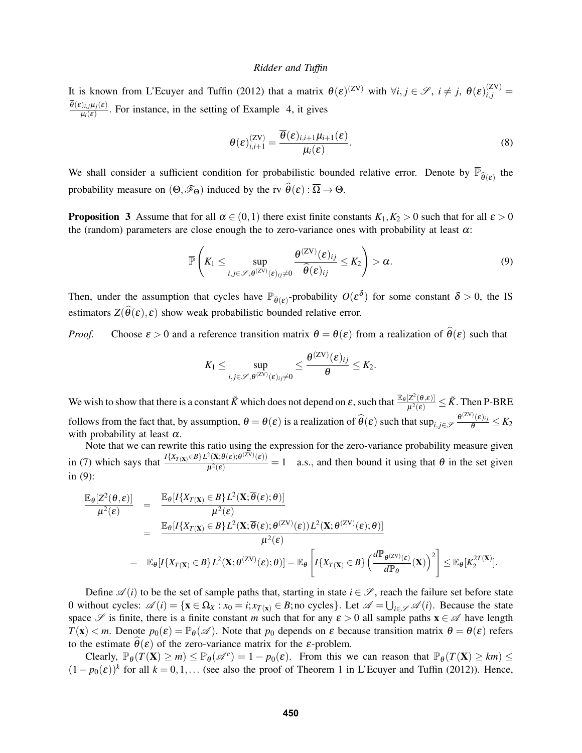It is known from L'Ecuyer and Tuffin (2012) that a matrix $\theta(\varepsilon)^{(\mathrm{ZV})}$ with $\forall i,j \in \mathscr{S},\ i \neq j,\ \theta(\varepsilon)^{(\mathrm{ZV})}_{i,j} = \frac{\overline{\theta}(\varepsilon)_{i,j}\mu_j(\varepsilon)}{\mu_i(\varepsilon)}$. For instance, in the setting of Example 4, it gives

$$\theta(\varepsilon)^{(\mathrm{ZV})}_{i,i+1} = \frac{\overline{\theta}(\varepsilon)_{i,i+1}\mu_{i+1}(\varepsilon)}{\mu_i(\varepsilon)}. \tag{8}$$

We shall consider a sufficient condition for probabilistic bounded relative error. Denote by $\overline{\mathbb{P}}_{\widehat{\theta}(\varepsilon)}$ the probability measure on $(\Theta, \mathscr{F}_\Theta)$ induced by the rv $\widehat{\theta}(\varepsilon) : \overline{\Omega} \to \Theta$.

**Proposition 3** Assume that for all $\alpha \in (0,1)$ there exist finite constants $K_1, K_2 > 0$ such that for all $\varepsilon > 0$ the (random) parameters are close enough the to zero-variance ones with probability at least $\alpha$:

$$\overline{\mathbb{P}}\left(K_1 \leq \sup_{i,j\in\mathscr{S},\theta^{(\mathrm{ZV})}(\varepsilon)_{ij}\neq 0} \frac{\theta^{(\mathrm{ZV})}(\varepsilon)_{ij}}{\widehat{\theta}(\varepsilon)_{ij}} \leq K_2\right) > \alpha. \tag{9}$$

Then, under the assumption that cycles have $\mathbb{P}_{\overline{\theta}(\varepsilon)}$-probability $O(\varepsilon^\delta)$ for some constant $\delta > 0$, the IS estimators $Z(\widehat{\theta}(\varepsilon), \varepsilon)$ show weak probabilistic bounded relative error.

*Proof.* Choose $\varepsilon > 0$ and a reference transition matrix $\theta = \theta(\varepsilon)$ from a realization of $\widehat{\theta}(\varepsilon)$ such that

$$K_1 \leq \sup_{i,j\in\mathscr{S},\theta^{(\mathrm{ZV})}(\varepsilon)_{ij}\neq 0} \leq \frac{\theta^{(\mathrm{ZV})}(\varepsilon)_{ij}}{\theta} \leq K_2.$$

We wish to show that there is a constant $\tilde{K}$ which does not depend on $\varepsilon$, such that $\frac{\mathbb{E}_\theta[Z^2(\theta,\varepsilon)]}{\mu^2(\varepsilon)} \leq \tilde{K}$. Then P-BRE follows from the fact that, by assumption, $\theta = \theta(\varepsilon)$ is a realization of $\widehat{\theta}(\varepsilon)$ such that $\sup_{i,j\in\mathscr{S}} \frac{\theta^{(\mathrm{ZV})}(\varepsilon)_{ij}}{\theta} \leq K_2$ with probability at least $\alpha$.

Note that we can rewrite this ratio using the expression for the zero-variance probability measure given in (7) which says that $\frac{I\{X_{T(\mathbf{X})}\in B\} L^2(\mathbf{X};\overline{\theta}(\varepsilon);\theta^{(\mathrm{ZV})}(\varepsilon))}{\mu^2(\varepsilon)} = 1$ a.s., and then bound it using that $\theta$ in the set given in (9):

$$\begin{aligned}
\frac{\mathbb{E}_\theta[Z^2(\theta,\varepsilon)]}{\mu^2(\varepsilon)} &= \frac{\mathbb{E}_\theta[I\{X_{T(\mathbf{X})}\in B\} L^2(\mathbf{X};\overline{\theta}(\varepsilon);\theta)]}{\mu^2(\varepsilon)} \\
&= \frac{\mathbb{E}_\theta[I\{X_{T(\mathbf{X})}\in B\} L^2(\mathbf{X};\overline{\theta}(\varepsilon);\theta^{(\mathrm{ZV})}(\varepsilon)) L^2(\mathbf{X};\theta^{(\mathrm{ZV})}(\varepsilon);\theta)]}{\mu^2(\varepsilon)} \\
&= \mathbb{E}_\theta[I\{X_{T(\mathbf{X})}\in B\} L^2(\mathbf{X};\theta^{(\mathrm{ZV})}(\varepsilon);\theta)] = \mathbb{E}_\theta\left[I\{X_{T(\mathbf{X})}\in B\}\left(\frac{d\mathbb{P}_{\theta^{(\mathrm{ZV})}(\varepsilon)}}{d\mathbb{P}_\theta}(\mathbf{X})\right)^2\right] \leq \mathbb{E}_\theta[K_2^{2T(\mathbf{X})}].
\end{aligned}$$

Define $\mathscr{A}(i)$ to be the set of sample paths that, starting in state $i \in \mathscr{S}$, reach the failure set before state 0 without cycles: $\mathscr{A}(i) = \{\mathbf{x} \in \Omega_X : x_0 = i; x_{T(\mathbf{x})} \in B; \text{no cycles}\}$. Let $\mathscr{A} = \bigcup_{i\in\mathscr{S}} \mathscr{A}(i)$. Because the state space $\mathscr{S}$ is finite, there is a finite constant $m$ such that for any $\varepsilon > 0$ all sample paths $\mathbf{x} \in \mathscr{A}$ have length $T(\mathbf{x}) < m$. Denote $p_0(\varepsilon) = \mathbb{P}_\theta(\mathscr{A})$. Note that $p_0$ depends on $\varepsilon$ because transition matrix $\theta = \theta(\varepsilon)$ refers to the estimate $\widehat{\theta}(\varepsilon)$ of the zero-variance matrix for the $\varepsilon$-problem.

Clearly, $\mathbb{P}_\theta(T(\mathbf{X}) \geq m) \leq \mathbb{P}_\theta(\mathscr{A}^c) = 1 - p_0(\varepsilon)$. From this we can reason that $\mathbb{P}_\theta(T(\mathbf{X}) \geq km) \leq (1-p_0(\varepsilon))^k$ for all $k = 0, 1, \ldots$ (see also the proof of Theorem 1 in L'Ecuyer and Tuffin (2012)). Hence,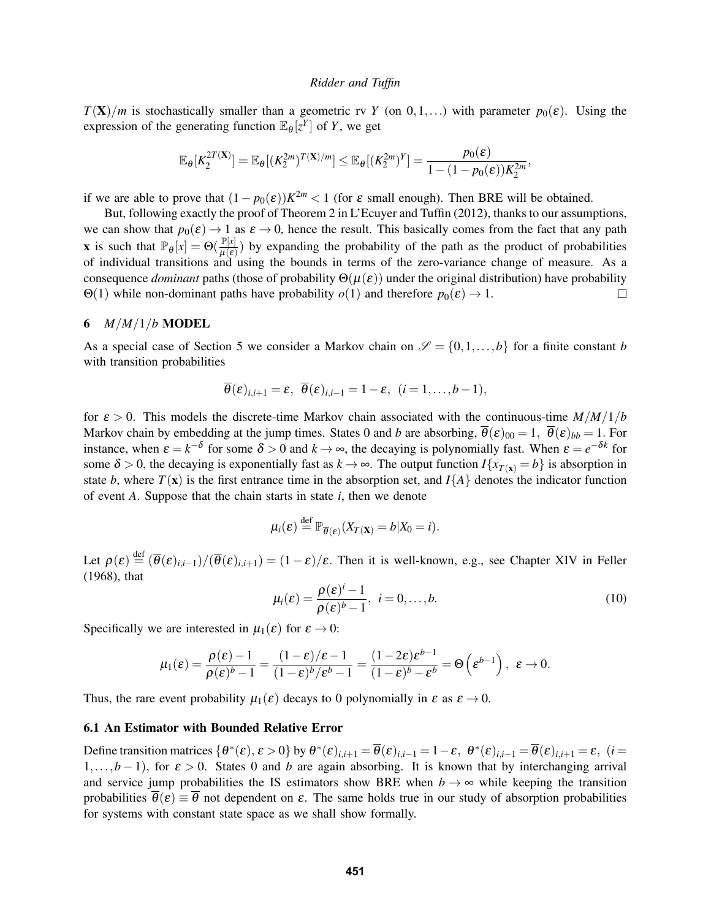$T(\mathbf{X})/m$ is stochastically smaller than a geometric rv $Y$ (on $0,1,\ldots$) with parameter $p_0(\varepsilon)$. Using the expression of the generating function $\mathbb{E}_\theta[z^Y]$ of $Y$, we get

$$\mathbb{E}_\theta[K_2^{2T(\mathbf{X})}] = \mathbb{E}_\theta[(K_2^{2m})^{T(\mathbf{X})/m}] \leq \mathbb{E}_\theta[(K_2^{2m})^Y] = \frac{p_0(\varepsilon)}{1-(1-p_0(\varepsilon))K_2^{2m}},$$

if we are able to prove that $(1-p_0(\varepsilon))K^{2m} < 1$ (for $\varepsilon$ small enough). Then BRE will be obtained.

But, following exactly the proof of Theorem 2 in L'Ecuyer and Tuffin (2012), thanks to our assumptions, we can show that $p_0(\varepsilon) \to 1$ as $\varepsilon \to 0$, hence the result. This basically comes from the fact that any path $\mathbf{x}$ is such that $\mathbb{P}_\theta[x] = \Theta(\frac{\mathbb{P}[x]}{\mu(\varepsilon)})$ by expanding the probability of the path as the product of probabilities of individual transitions and using the bounds in terms of the zero-variance change of measure. As a consequence *dominant* paths (those of probability $\Theta(\mu(\varepsilon))$ under the original distribution) have probability $\Theta(1)$ while non-dominant paths have probability $o(1)$ and therefore $p_0(\varepsilon) \to 1$. □

## 6 $M/M/1/b$ MODEL

As a special case of Section 5 we consider a Markov chain on $\mathscr{S} = \{0,1,\ldots,b\}$ for a finite constant $b$ with transition probabilities

$$\overline{\theta}(\varepsilon)_{i,i+1} = \varepsilon,\ \ \overline{\theta}(\varepsilon)_{i,i-1} = 1-\varepsilon,\ \ (i=1,\ldots,b-1),$$

for $\varepsilon > 0$. This models the discrete-time Markov chain associated with the continuous-time $M/M/1/b$ Markov chain by embedding at the jump times. States 0 and $b$ are absorbing, $\overline{\theta}(\varepsilon)_{00} = 1$, $\overline{\theta}(\varepsilon)_{bb} = 1$. For instance, when $\varepsilon = k^{-\delta}$ for some $\delta > 0$ and $k \to \infty$, the decaying is polynomially fast. When $\varepsilon = e^{-\delta k}$ for some $\delta > 0$, the decaying is exponentially fast as $k \to \infty$. The output function $I\{x_{T(\mathbf{x})} = b\}$ is absorption in state $b$, where $T(\mathbf{x})$ is the first entrance time in the absorption set, and $I\{A\}$ denotes the indicator function of event $A$. Suppose that the chain starts in state $i$, then we denote

$$\mu_i(\varepsilon) \stackrel{\text{def}}{=} \mathbb{P}_{\overline{\theta}(\varepsilon)}(X_{T(\mathbf{X})} = b | X_0 = i).$$

Let $\rho(\varepsilon) \stackrel{\text{def}}{=} (\overline{\theta}(\varepsilon)_{i,i-1})/(\overline{\theta}(\varepsilon)_{i,i+1}) = (1-\varepsilon)/\varepsilon$. Then it is well-known, e.g., see Chapter XIV in Feller (1968), that

$$\mu_i(\varepsilon) = \frac{\rho(\varepsilon)^i - 1}{\rho(\varepsilon)^b - 1},\ \ i = 0,\ldots,b. \tag{10}$$

Specifically we are interested in $\mu_1(\varepsilon)$ for $\varepsilon \to 0$:

$$\mu_1(\varepsilon) = \frac{\rho(\varepsilon)-1}{\rho(\varepsilon)^b - 1} = \frac{(1-\varepsilon)/\varepsilon - 1}{(1-\varepsilon)^b/\varepsilon^b - 1} = \frac{(1-2\varepsilon)\varepsilon^{b-1}}{(1-\varepsilon)^b - \varepsilon^b} = \Theta\left(\varepsilon^{b-1}\right),\ \ \varepsilon \to 0.$$

Thus, the rare event probability $\mu_1(\varepsilon)$ decays to 0 polynomially in $\varepsilon$ as $\varepsilon \to 0$.

### 6.1 An Estimator with Bounded Relative Error

Define transition matrices $\{\theta^*(\varepsilon), \varepsilon > 0\}$ by $\theta^*(\varepsilon)_{i,i+1} = \overline{\theta}(\varepsilon)_{i,i-1} = 1-\varepsilon,\ \theta^*(\varepsilon)_{i,i-1} = \overline{\theta}(\varepsilon)_{i,i+1} = \varepsilon,\ (i = 1,\ldots,b-1)$, for $\varepsilon > 0$. States 0 and $b$ are again absorbing. It is known that by interchanging arrival and service jump probabilities the IS estimators show BRE when $b \to \infty$ while keeping the transition probabilities $\overline{\theta}(\varepsilon) \equiv \overline{\theta}$ not dependent on $\varepsilon$. The same holds true in our study of absorption probabilities for systems with constant state space as we shall show formally.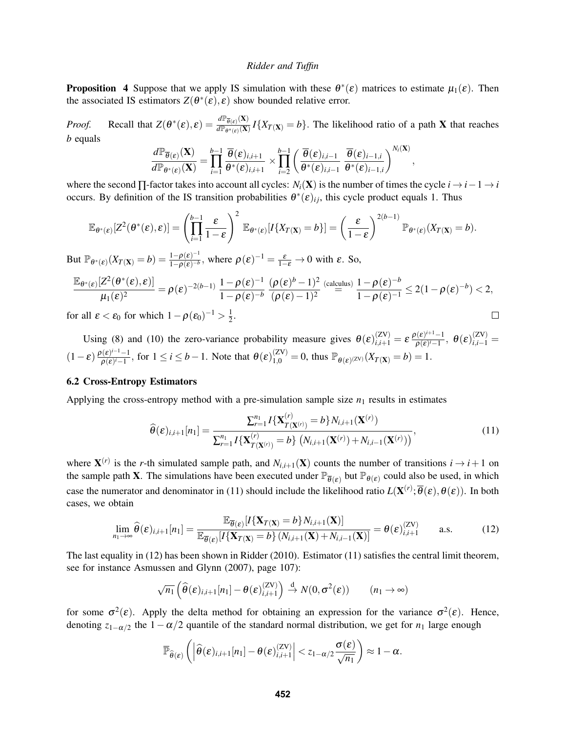**Proposition 4** Suppose that we apply IS simulation with these $\theta^*(\varepsilon)$ matrices to estimate $\mu_1(\varepsilon)$. Then the associated IS estimators $Z(\theta^*(\varepsilon),\varepsilon)$ show bounded relative error.

*Proof.* Recall that $Z(\theta^*(\varepsilon),\varepsilon) = \frac{d\mathbb{P}_{\overline{\theta}(\varepsilon)}(\mathbf{X})}{d\mathbb{P}_{\theta^*(\varepsilon)}(\mathbf{X})} I\{X_{T(\mathbf{X})} = b\}$. The likelihood ratio of a path $\mathbf{X}$ that reaches $b$ equals

$$\frac{d\mathbb{P}_{\overline{\theta}(\varepsilon)}(\mathbf{X})}{d\mathbb{P}_{\theta^*(\varepsilon)}(\mathbf{X})} = \prod_{i=1}^{b-1} \frac{\overline{\theta}(\varepsilon)_{i,i+1}}{\theta^*(\varepsilon)_{i,i+1}} \times \prod_{i=2}^{b-1} \left( \frac{\overline{\theta}(\varepsilon)_{i,i-1}}{\theta^*(\varepsilon)_{i,i-1}} \, \frac{\overline{\theta}(\varepsilon)_{i-1,i}}{\theta^*(\varepsilon)_{i-1,i}} \right)^{N_i(\mathbf{X})},$$

where the second $\prod$-factor takes into account all cycles: $N_i(\mathbf{X})$ is the number of times the cycle $i \to i-1 \to i$ occurs. By definition of the IS transition probabilities $\theta^*(\varepsilon)_{ij}$, this cycle product equals 1. Thus

$$\mathbb{E}_{\theta^*(\varepsilon)}[Z^2(\theta^*(\varepsilon),\varepsilon)] = \left( \prod_{i=1}^{b-1} \frac{\varepsilon}{1-\varepsilon} \right)^2 \mathbb{E}_{\theta^*(\varepsilon)}[I\{X_{T(\mathbf{X})} = b\}] = \left( \frac{\varepsilon}{1-\varepsilon} \right)^{2(b-1)} \mathbb{P}_{\theta^*(\varepsilon)}(X_{T(\mathbf{X})} = b).$$

But $\mathbb{P}_{\theta^*(\varepsilon)}(X_{T(\mathbf{X})} = b) = \frac{1-\rho(\varepsilon)^{-1}}{1-\rho(\varepsilon)^{-b}}$, where $\rho(\varepsilon)^{-1} = \frac{\varepsilon}{1-\varepsilon} \to 0$ with $\varepsilon$. So,

$$\frac{\mathbb{E}_{\theta^*(\varepsilon)}[Z^2(\theta^*(\varepsilon),\varepsilon)]}{\mu_1(\varepsilon)^2} = \rho(\varepsilon)^{-2(b-1)} \, \frac{1-\rho(\varepsilon)^{-1}}{1-\rho(\varepsilon)^{-b}} \, \frac{(\rho(\varepsilon)^b - 1)^2}{(\rho(\varepsilon)-1)^2} \overset{\text{(calculus)}}{=} \frac{1-\rho(\varepsilon)^{-b}}{1-\rho(\varepsilon)^{-1}} \le 2(1-\rho(\varepsilon)^{-b}) < 2,$$

for all $\varepsilon < \varepsilon_0$ for which $1 - \rho(\varepsilon_0)^{-1} > \frac{1}{2}$. □

Using (8) and (10) the zero-variance probability measure gives $\theta(\varepsilon)^{(\mathrm{ZV})}_{i,i+1} = \varepsilon \, \frac{\rho(\varepsilon)^{i+1}-1}{\rho(\varepsilon)^{i}-1}$, $\theta(\varepsilon)^{(\mathrm{ZV})}_{i,i-1} = (1-\varepsilon) \, \frac{\rho(\varepsilon)^{i-1}-1}{\rho(\varepsilon)^{i}-1}$, for $1 \le i \le b-1$. Note that $\theta(\varepsilon)^{(\mathrm{ZV})}_{1,0} = 0$, thus $\mathbb{P}_{\theta(\varepsilon)^{(\mathrm{ZV})}}(X_{T(\mathbf{X})} = b) = 1$.

### 6.2 Cross-Entropy Estimators

Applying the cross-entropy method with a pre-simulation sample size $n_1$ results in estimates

$$\widehat{\theta}(\varepsilon)_{i,i+1}[n_1] = \frac{\sum_{r=1}^{n_1} I\{\mathbf{X}^{(r)}_{T(\mathbf{X}^{(r)})} = b\} N_{i,i+1}(\mathbf{X}^{(r)})}{\sum_{r=1}^{n_1} I\{\mathbf{X}^{(r)}_{T(\mathbf{X}^{(r)})} = b\} \left( N_{i,i+1}(\mathbf{X}^{(r)}) + N_{i,i-1}(\mathbf{X}^{(r)}) \right)}, \tag{11}$$

where $\mathbf{X}^{(r)}$ is the $r$-th simulated sample path, and $N_{i,i+1}(\mathbf{X})$ counts the number of transitions $i \to i+1$ on the sample path $\mathbf{X}$. The simulations have been executed under $\mathbb{P}_{\overline{\theta}(\varepsilon)}$ but $\mathbb{P}_{\theta(\varepsilon)}$ could also be used, in which case the numerator and denominator in (11) should include the likelihood ratio $L(\mathbf{X}^{(r)}; \overline{\theta}(\varepsilon), \theta(\varepsilon))$. In both cases, we obtain

$$\lim_{n_1 \to \infty} \widehat{\theta}(\varepsilon)_{i,i+1}[n_1] = \frac{\mathbb{E}_{\overline{\theta}(\varepsilon)}[I\{\mathbf{X}_{T(\mathbf{X})} = b\} N_{i,i+1}(\mathbf{X})]}{\mathbb{E}_{\overline{\theta}(\varepsilon)}[I\{\mathbf{X}_{T(\mathbf{X})} = b\} (N_{i,i+1}(\mathbf{X}) + N_{i,i-1}(\mathbf{X}))]} = \theta(\varepsilon)^{(\mathrm{ZV})}_{i,i+1} \qquad \text{a.s.} \tag{12}$$

The last equality in (12) has been shown in Ridder (2010). Estimator (11) satisfies the central limit theorem, see for instance Asmussen and Glynn (2007), page 107):

$$\sqrt{n_1} \left( \widehat{\theta}(\varepsilon)_{i,i+1}[n_1] - \theta(\varepsilon)^{(\mathrm{ZV})}_{i,i+1} \right) \overset{\mathrm{d}}{\to} N(0, \sigma^2(\varepsilon)) \qquad (n_1 \to \infty)$$

for some $\sigma^2(\varepsilon)$. Apply the delta method for obtaining an expression for the variance $\sigma^2(\varepsilon)$. Hence, denoting $z_{1-\alpha/2}$ the $1-\alpha/2$ quantile of the standard normal distribution, we get for $n_1$ large enough

$$\overline{\mathbb{P}}_{\widehat{\theta}(\varepsilon)} \left( \left| \widehat{\theta}(\varepsilon)_{i,i+1}[n_1] - \theta(\varepsilon)^{(\mathrm{ZV})}_{i,i+1} \right| < z_{1-\alpha/2} \frac{\sigma(\varepsilon)}{\sqrt{n_1}} \right) \approx 1 - \alpha.$$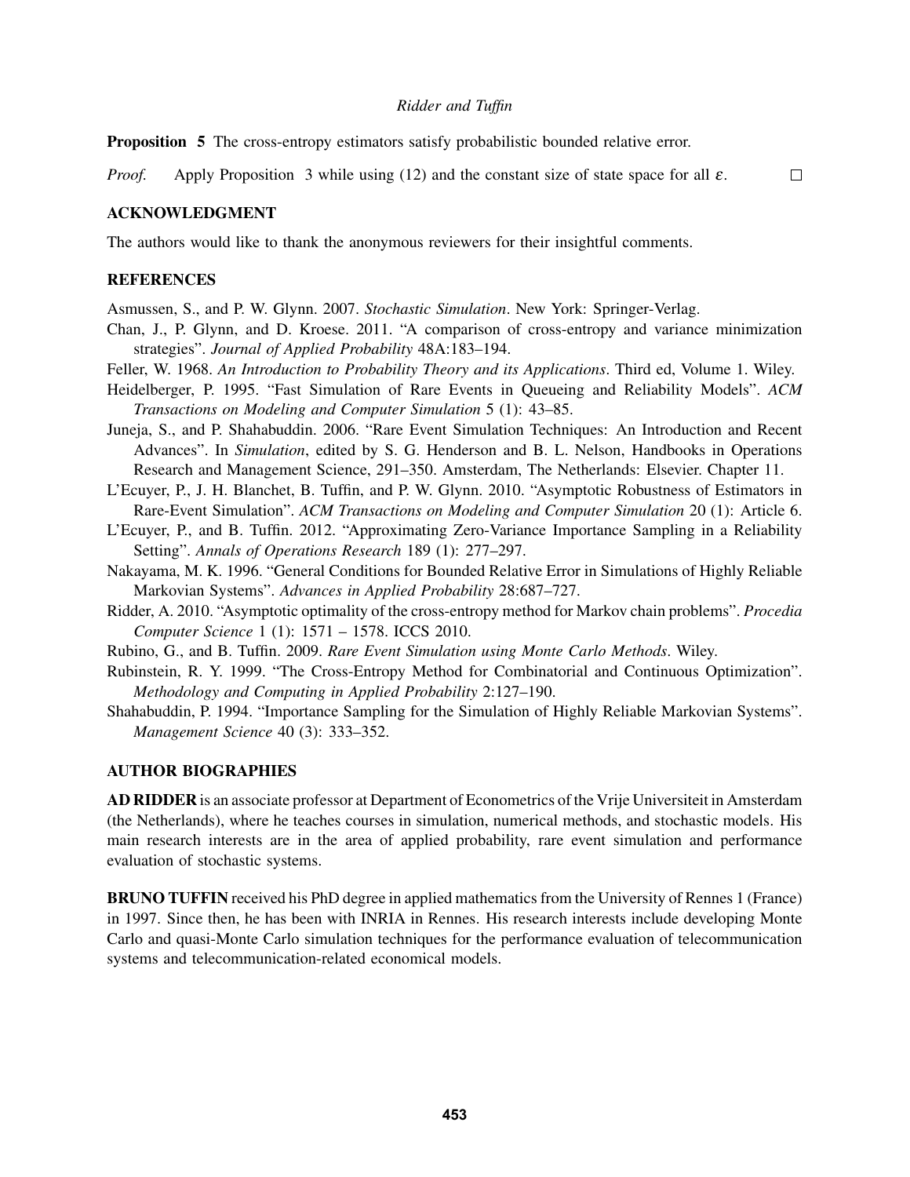**Proposition 5** The cross-entropy estimators satisfy probabilistic bounded relative error.

*Proof.* Apply Proposition 3 while using (12) and the constant size of state space for all $\varepsilon$. □

## ACKNOWLEDGMENT

The authors would like to thank the anonymous reviewers for their insightful comments.

## REFERENCES

Asmussen, S., and P. W. Glynn. 2007. *Stochastic Simulation*. New York: Springer-Verlag.

Chan, J., P. Glynn, and D. Kroese. 2011. "A comparison of cross-entropy and variance minimization strategies". *Journal of Applied Probability* 48A:183–194.

Feller, W. 1968. *An Introduction to Probability Theory and its Applications*. Third ed, Volume 1. Wiley.

Heidelberger, P. 1995. "Fast Simulation of Rare Events in Queueing and Reliability Models". *ACM Transactions on Modeling and Computer Simulation* 5 (1): 43–85.

Juneja, S., and P. Shahabuddin. 2006. "Rare Event Simulation Techniques: An Introduction and Recent Advances". In *Simulation*, edited by S. G. Henderson and B. L. Nelson, Handbooks in Operations Research and Management Science, 291–350. Amsterdam, The Netherlands: Elsevier. Chapter 11.

L'Ecuyer, P., J. H. Blanchet, B. Tuffin, and P. W. Glynn. 2010. "Asymptotic Robustness of Estimators in Rare-Event Simulation". *ACM Transactions on Modeling and Computer Simulation* 20 (1): Article 6.

L'Ecuyer, P., and B. Tuffin. 2012. "Approximating Zero-Variance Importance Sampling in a Reliability Setting". *Annals of Operations Research* 189 (1): 277–297.

Nakayama, M. K. 1996. "General Conditions for Bounded Relative Error in Simulations of Highly Reliable Markovian Systems". *Advances in Applied Probability* 28:687–727.

Ridder, A. 2010. "Asymptotic optimality of the cross-entropy method for Markov chain problems". *Procedia Computer Science* 1 (1): 1571 – 1578. ICCS 2010.

Rubino, G., and B. Tuffin. 2009. *Rare Event Simulation using Monte Carlo Methods*. Wiley.

Rubinstein, R. Y. 1999. "The Cross-Entropy Method for Combinatorial and Continuous Optimization". *Methodology and Computing in Applied Probability* 2:127–190.

Shahabuddin, P. 1994. "Importance Sampling for the Simulation of Highly Reliable Markovian Systems". *Management Science* 40 (3): 333–352.

## AUTHOR BIOGRAPHIES

**AD RIDDER** is an associate professor at Department of Econometrics of the Vrije Universiteit in Amsterdam (the Netherlands), where he teaches courses in simulation, numerical methods, and stochastic models. His main research interests are in the area of applied probability, rare event simulation and performance evaluation of stochastic systems.

**BRUNO TUFFIN** received his PhD degree in applied mathematics from the University of Rennes 1 (France) in 1997. Since then, he has been with INRIA in Rennes. His research interests include developing Monte Carlo and quasi-Monte Carlo simulation techniques for the performance evaluation of telecommunication systems and telecommunication-related economical models.